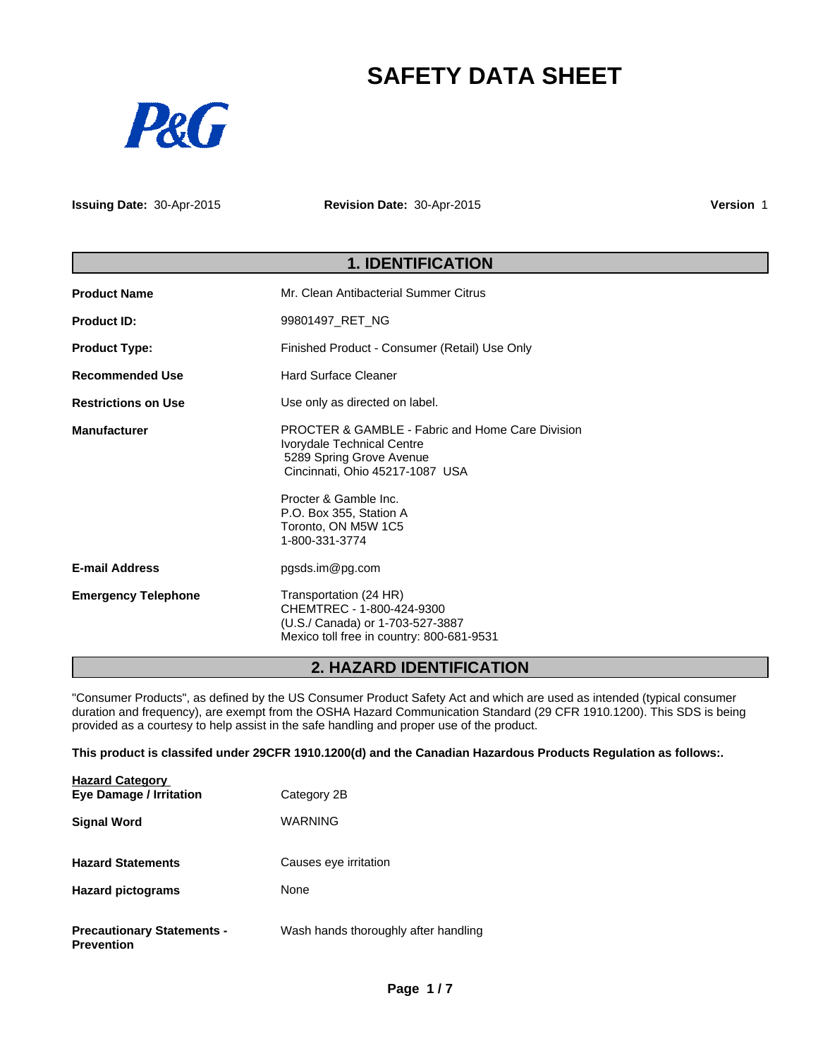# SAFETY DATA SHEET

P&G

**Issuing Date:** 30-Apr-2015 **Revision Date:** 30-Apr-2015 **Version** 1

## 1. IDENTIFICATION

| | |
|---|---|
| **Product Name** | Mr. Clean Antibacterial Summer Citrus |
| **Product ID:** | 99801497_RET_NG |
| **Product Type:** | Finished Product - Consumer (Retail) Use Only |
| **Recommended Use** | Hard Surface Cleaner |
| **Restrictions on Use** | Use only as directed on label. |
| **Manufacturer** | PROCTER & GAMBLE - Fabric and Home Care Division<br>Ivorydale Technical Centre<br>5289 Spring Grove Avenue<br>Cincinnati, Ohio 45217-1087 USA<br><br>Procter & Gamble Inc.<br>P.O. Box 355, Station A<br>Toronto, ON M5W 1C5<br>1-800-331-3774 |
| **E-mail Address** | pgsds.im@pg.com |
| **Emergency Telephone** | Transportation (24 HR)<br>CHEMTREC - 1-800-424-9300<br>(U.S./ Canada) or 1-703-527-3887<br>Mexico toll free in country: 800-681-9531 |

## 2. HAZARD IDENTIFICATION

"Consumer Products", as defined by the US Consumer Product Safety Act and which are used as intended (typical consumer duration and frequency), are exempt from the OSHA Hazard Communication Standard (29 CFR 1910.1200). This SDS is being provided as a courtesy to help assist in the safe handling and proper use of the product.

**This product is classifed under 29CFR 1910.1200(d) and the Canadian Hazardous Products Regulation as follows:.**

| | |
|---|---|
| **Hazard Category**<br>**Eye Damage / Irritation** | Category 2B |
| **Signal Word** | WARNING |
| **Hazard Statements** | Causes eye irritation |
| **Hazard pictograms** | None |
| **Precautionary Statements - Prevention** | Wash hands thoroughly after handling |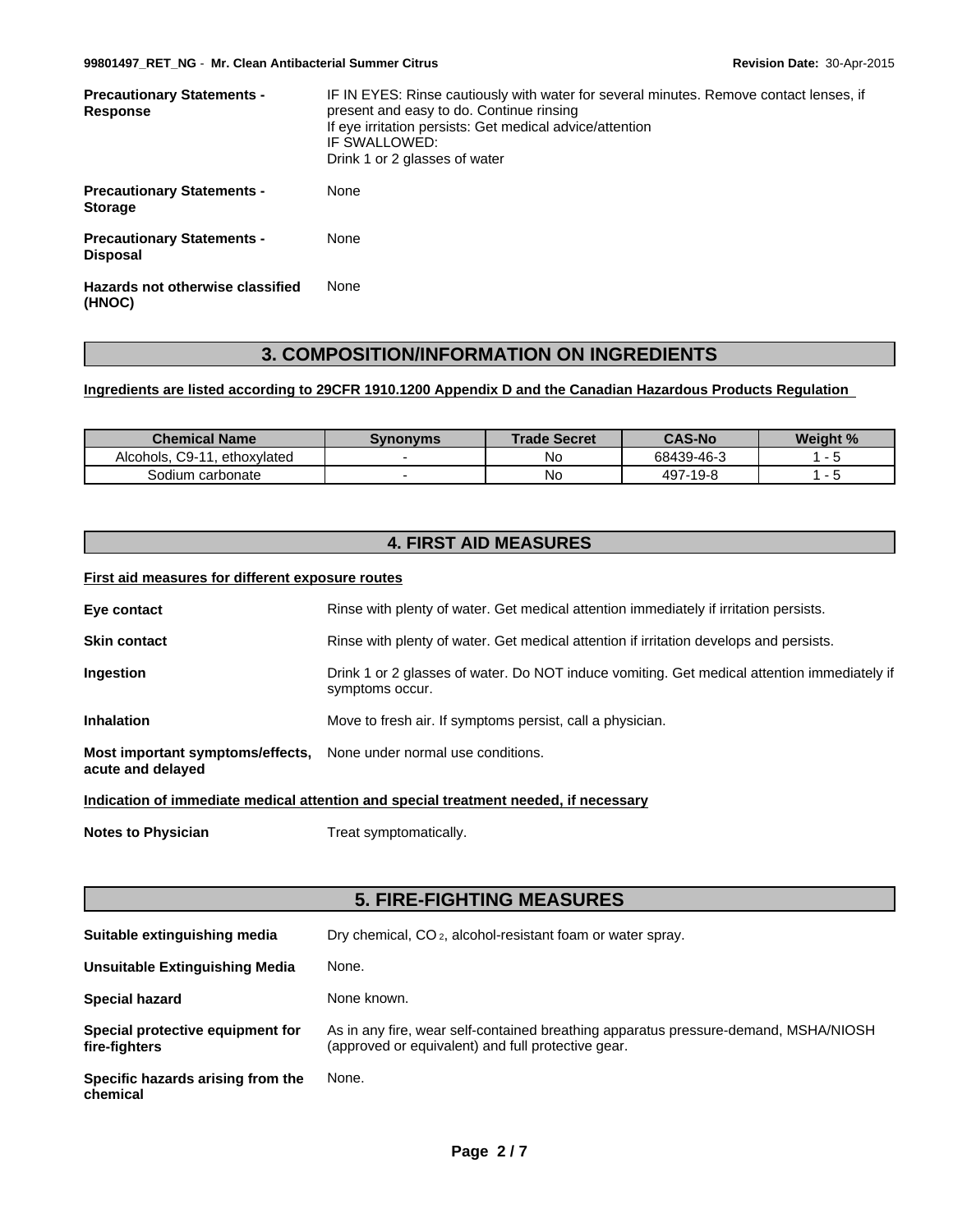**Precautionary Statements - Response**

IF IN EYES: Rinse cautiously with water for several minutes. Remove contact lenses, if present and easy to do. Continue rinsing
If eye irritation persists: Get medical advice/attention
IF SWALLOWED:
Drink 1 or 2 glasses of water

**Precautionary Statements - Storage**

None

**Precautionary Statements - Disposal**

None

**Hazards not otherwise classified (HNOC)**

None

## 3. COMPOSITION/INFORMATION ON INGREDIENTS

**Ingredients are listed according to 29CFR 1910.1200 Appendix D and the Canadian Hazardous Products Regulation**

| Chemical Name | Synonyms | Trade Secret | CAS-No | Weight % |
|---|---|---|---|---|
| Alcohols, C9-11, ethoxylated | - | No | 68439-46-3 | 1 - 5 |
| Sodium carbonate | - | No | 497-19-8 | 1 - 5 |

## 4. FIRST AID MEASURES

**First aid measures for different exposure routes**

**Eye contact** Rinse with plenty of water. Get medical attention immediately if irritation persists.

**Skin contact** Rinse with plenty of water. Get medical attention if irritation develops and persists.

**Ingestion** Drink 1 or 2 glasses of water. Do NOT induce vomiting. Get medical attention immediately if symptoms occur.

**Inhalation** Move to fresh air. If symptoms persist, call a physician.

**Most important symptoms/effects, acute and delayed** None under normal use conditions.

**Indication of immediate medical attention and special treatment needed, if necessary**

**Notes to Physician** Treat symptomatically.

## 5. FIRE-FIGHTING MEASURES

**Suitable extinguishing media** Dry chemical, $CO_2$, alcohol-resistant foam or water spray.

**Unsuitable Extinguishing Media** None.

**Special hazard** None known.

**Special protective equipment for fire-fighters** As in any fire, wear self-contained breathing apparatus pressure-demand, MSHA/NIOSH (approved or equivalent) and full protective gear.

**Specific hazards arising from the chemical** None.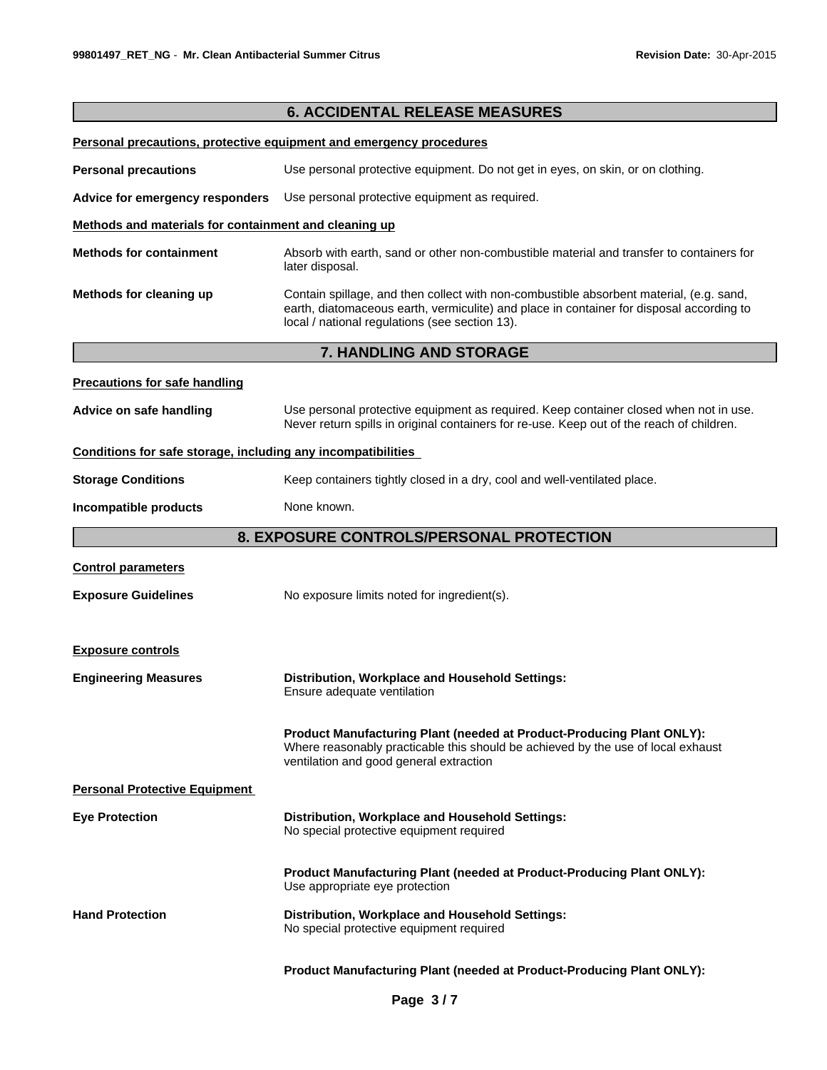## 6. ACCIDENTAL RELEASE MEASURES

**Personal precautions, protective equipment and emergency procedures**

**Personal precautions** Use personal protective equipment. Do not get in eyes, on skin, or on clothing.

**Advice for emergency responders** Use personal protective equipment as required.

**Methods and materials for containment and cleaning up**

**Methods for containment** Absorb with earth, sand or other non-combustible material and transfer to containers for later disposal.

**Methods for cleaning up** Contain spillage, and then collect with non-combustible absorbent material, (e.g. sand, earth, diatomaceous earth, vermiculite) and place in container for disposal according to local / national regulations (see section 13).

## 7. HANDLING AND STORAGE

**Precautions for safe handling**

**Advice on safe handling** Use personal protective equipment as required. Keep container closed when not in use. Never return spills in original containers for re-use. Keep out of the reach of children.

**Conditions for safe storage, including any incompatibilities**

**Storage Conditions** Keep containers tightly closed in a dry, cool and well-ventilated place.

**Incompatible products** None known.

## 8. EXPOSURE CONTROLS/PERSONAL PROTECTION

**Control parameters**

**Exposure Guidelines** No exposure limits noted for ingredient(s).

**Exposure controls**

**Engineering Measures**

**Distribution, Workplace and Household Settings:**
Ensure adequate ventilation

**Product Manufacturing Plant (needed at Product-Producing Plant ONLY):**
Where reasonably practicable this should be achieved by the use of local exhaust ventilation and good general extraction

**Personal Protective Equipment**

**Eye Protection**

**Distribution, Workplace and Household Settings:**
No special protective equipment required

**Product Manufacturing Plant (needed at Product-Producing Plant ONLY):**
Use appropriate eye protection

**Hand Protection**

**Distribution, Workplace and Household Settings:**
No special protective equipment required

**Product Manufacturing Plant (needed at Product-Producing Plant ONLY):**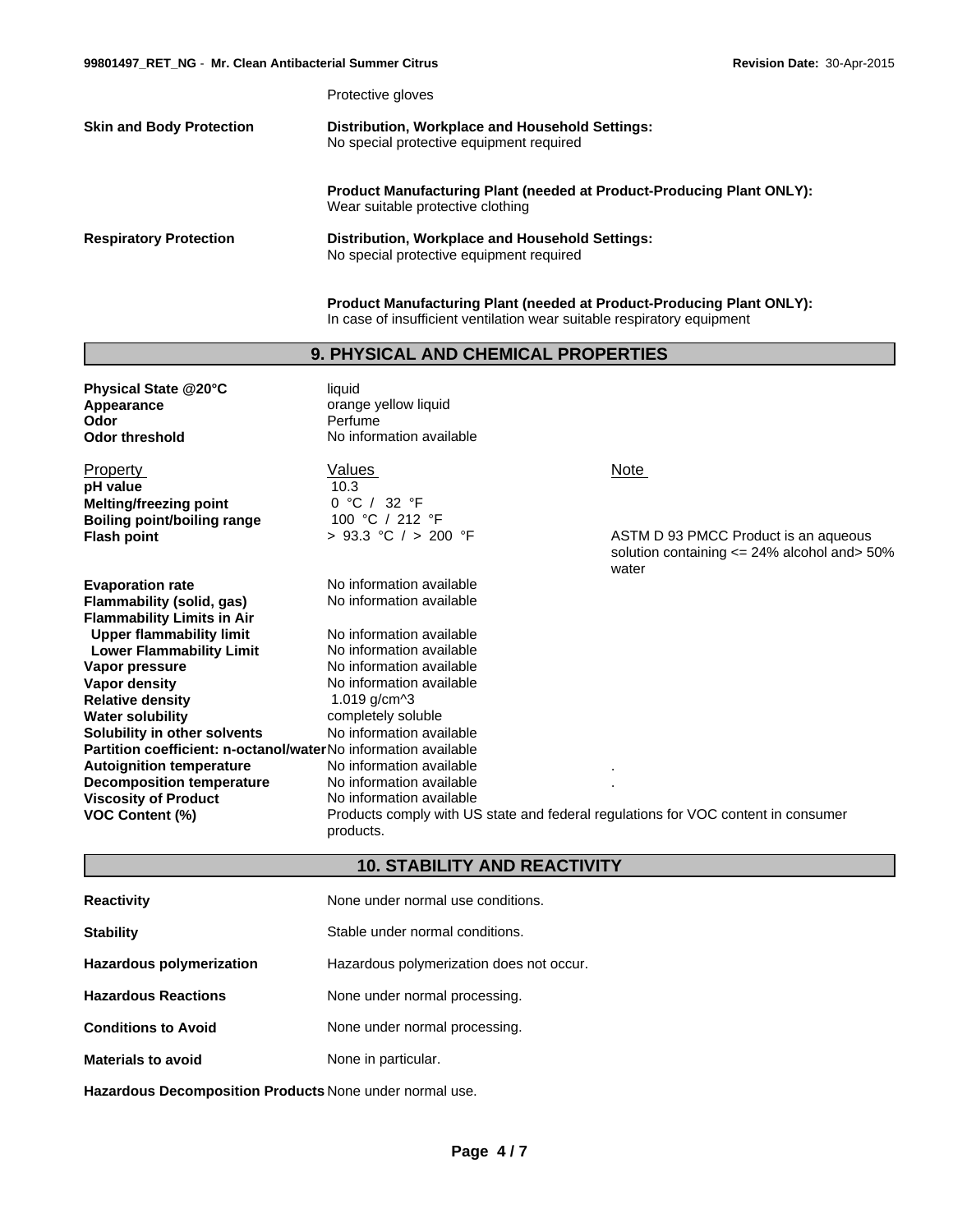| | |
|---|---|
| | Protective gloves |
| **Skin and Body Protection** | **Distribution, Workplace and Household Settings:**<br>No special protective equipment required<br><br>**Product Manufacturing Plant (needed at Product-Producing Plant ONLY):**<br>Wear suitable protective clothing |
| **Respiratory Protection** | **Distribution, Workplace and Household Settings:**<br>No special protective equipment required<br><br>**Product Manufacturing Plant (needed at Product-Producing Plant ONLY):**<br>In case of insufficient ventilation wear suitable respiratory equipment |

## 9. PHYSICAL AND CHEMICAL PROPERTIES

| | |
|---|---|
| **Physical State @20°C** | liquid |
| **Appearance** | orange yellow liquid |
| **Odor** | Perfume |
| **Odor threshold** | No information available |

| Property | Values | Note |
|---|---|---|
| **pH value** | 10.3 | |
| **Melting/freezing point** | 0 °C / 32 °F | |
| **Boiling point/boiling range** | 100 °C / 212 °F | |
| **Flash point** | > 93.3 °C / > 200 °F | ASTM D 93 PMCC Product is an aqueous solution containing <= 24% alcohol and> 50% water |
| **Evaporation rate** | No information available | |
| **Flammability (solid, gas)** | No information available | |
| **Flammability Limits in Air** | | |
| **Upper flammability limit** | No information available | |
| **Lower Flammability Limit** | No information available | |
| **Vapor pressure** | No information available | |
| **Vapor density** | No information available | |
| **Relative density** | 1.019 g/cm^3 | |
| **Water solubility** | completely soluble | |
| **Solubility in other solvents** | No information available | |
| **Partition coefficient: n-octanol/water** | No information available | |
| **Autoignition temperature** | No information available | . |
| **Decomposition temperature** | No information available | . |
| **Viscosity of Product** | No information available | |
| **VOC Content (%)** | Products comply with US state and federal regulations for VOC content in consumer products. | |

## 10. STABILITY AND REACTIVITY

| | |
|---|---|
| **Reactivity** | None under normal use conditions. |
| **Stability** | Stable under normal conditions. |
| **Hazardous polymerization** | Hazardous polymerization does not occur. |
| **Hazardous Reactions** | None under normal processing. |
| **Conditions to Avoid** | None under normal processing. |
| **Materials to avoid** | None in particular. |
| **Hazardous Decomposition Products** | None under normal use. |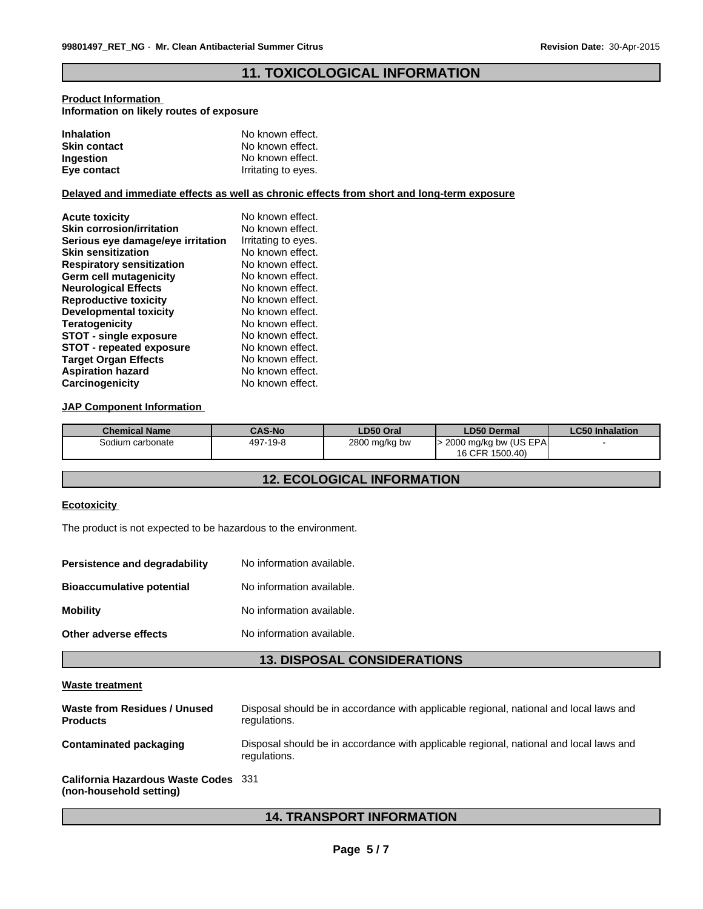## 11. TOXICOLOGICAL INFORMATION

**Product Information**

**Information on likely routes of exposure**

| | |
|---|---|
| **Inhalation** | No known effect. |
| **Skin contact** | No known effect. |
| **Ingestion** | No known effect. |
| **Eye contact** | Irritating to eyes. |

**Delayed and immediate effects as well as chronic effects from short and long-term exposure**

| | |
|---|---|
| **Acute toxicity** | No known effect. |
| **Skin corrosion/irritation** | No known effect. |
| **Serious eye damage/eye irritation** | Irritating to eyes. |
| **Skin sensitization** | No known effect. |
| **Respiratory sensitization** | No known effect. |
| **Germ cell mutagenicity** | No known effect. |
| **Neurological Effects** | No known effect. |
| **Reproductive toxicity** | No known effect. |
| **Developmental toxicity** | No known effect. |
| **Teratogenicity** | No known effect. |
| **STOT - single exposure** | No known effect. |
| **STOT - repeated exposure** | No known effect. |
| **Target Organ Effects** | No known effect. |
| **Aspiration hazard** | No known effect. |
| **Carcinogenicity** | No known effect. |

**JAP Component Information**

| Chemical Name | CAS-No | LD50 Oral | LD50 Dermal | LC50 Inhalation |
|---|---|---|---|---|
| Sodium carbonate | 497-19-8 | 2800 mg/kg bw | > 2000 mg/kg bw (US EPA 16 CFR 1500.40) | - |

## 12. ECOLOGICAL INFORMATION

**Ecotoxicity**

The product is not expected to be hazardous to the environment.

| | |
|---|---|
| **Persistence and degradability** | No information available. |
| **Bioaccumulative potential** | No information available. |
| **Mobility** | No information available. |
| **Other adverse effects** | No information available. |

## 13. DISPOSAL CONSIDERATIONS

**Waste treatment**

| | |
|---|---|
| **Waste from Residues / Unused Products** | Disposal should be in accordance with applicable regional, national and local laws and regulations. |
| **Contaminated packaging** | Disposal should be in accordance with applicable regional, national and local laws and regulations. |
| **California Hazardous Waste Codes (non-household setting)** | 331 |

## 14. TRANSPORT INFORMATION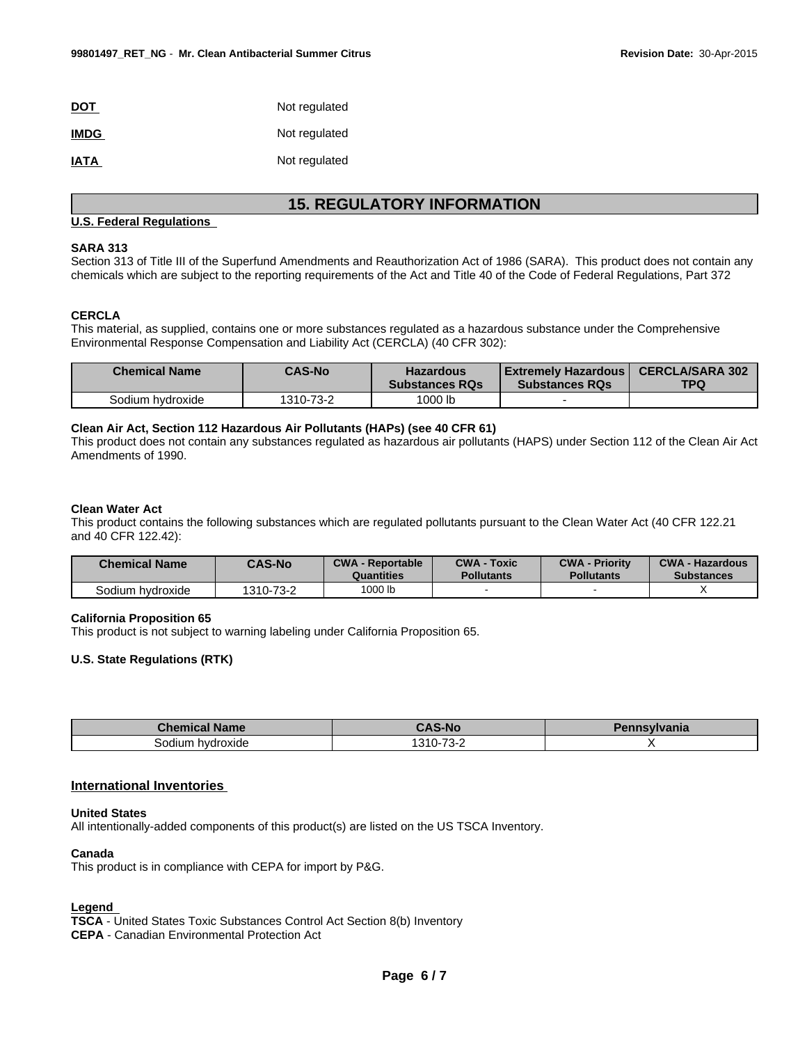**DOT** Not regulated

**IMDG** Not regulated

**IATA** Not regulated

## 15. REGULATORY INFORMATION

**U.S. Federal Regulations**

**SARA 313**

Section 313 of Title III of the Superfund Amendments and Reauthorization Act of 1986 (SARA). This product does not contain any chemicals which are subject to the reporting requirements of the Act and Title 40 of the Code of Federal Regulations, Part 372

**CERCLA**

This material, as supplied, contains one or more substances regulated as a hazardous substance under the Comprehensive Environmental Response Compensation and Liability Act (CERCLA) (40 CFR 302):

| Chemical Name | CAS-No | Hazardous Substances RQs | Extremely Hazardous Substances RQs | CERCLA/SARA 302 TPQ |
|---|---|---|---|---|
| Sodium hydroxide | 1310-73-2 | 1000 lb | - | |

**Clean Air Act, Section 112 Hazardous Air Pollutants (HAPs) (see 40 CFR 61)**

This product does not contain any substances regulated as hazardous air pollutants (HAPS) under Section 112 of the Clean Air Act Amendments of 1990.

**Clean Water Act**

This product contains the following substances which are regulated pollutants pursuant to the Clean Water Act (40 CFR 122.21 and 40 CFR 122.42):

| Chemical Name | CAS-No | CWA - Reportable Quantities | CWA - Toxic Pollutants | CWA - Priority Pollutants | CWA - Hazardous Substances |
|---|---|---|---|---|---|
| Sodium hydroxide | 1310-73-2 | 1000 lb | - | - | X |

**California Proposition 65**

This product is not subject to warning labeling under California Proposition 65.

**U.S. State Regulations (RTK)**

| Chemical Name | CAS-No | Pennsylvania |
|---|---|---|
| Sodium hydroxide | 1310-73-2 | X |

**International Inventories**

**United States**

All intentionally-added components of this product(s) are listed on the US TSCA Inventory.

**Canada**

This product is in compliance with CEPA for import by P&G.

**Legend**

**TSCA** - United States Toxic Substances Control Act Section 8(b) Inventory
**CEPA** - Canadian Environmental Protection Act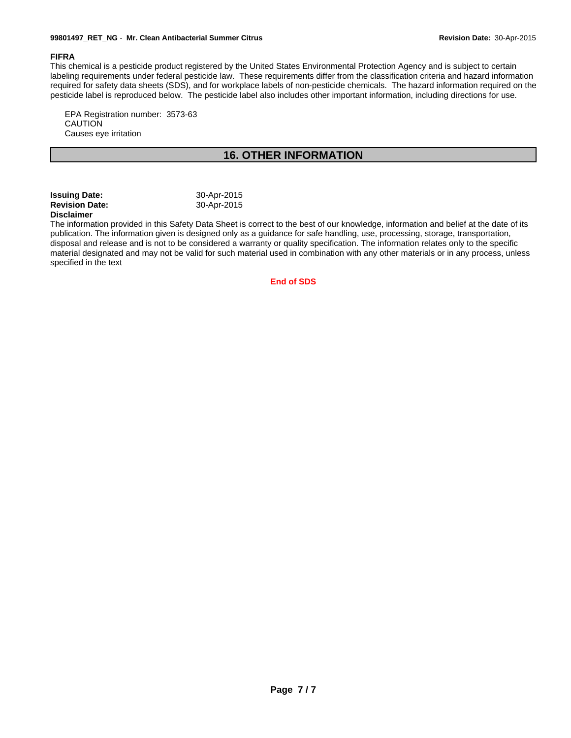**FIFRA**

This chemical is a pesticide product registered by the United States Environmental Protection Agency and is subject to certain labeling requirements under federal pesticide law. These requirements differ from the classification criteria and hazard information required for safety data sheets (SDS), and for workplace labels of non-pesticide chemicals. The hazard information required on the pesticide label is reproduced below. The pesticide label also includes other important information, including directions for use.

EPA Registration number: 3573-63
CAUTION
Causes eye irritation

## 16. OTHER INFORMATION

**Issuing Date:** 30-Apr-2015
**Revision Date:** 30-Apr-2015

**Disclaimer**

The information provided in this Safety Data Sheet is correct to the best of our knowledge, information and belief at the date of its publication. The information given is designed only as a guidance for safe handling, use, processing, storage, transportation, disposal and release and is not to be considered a warranty or quality specification. The information relates only to the specific material designated and may not be valid for such material used in combination with any other materials or in any process, unless specified in the text

**End of SDS**